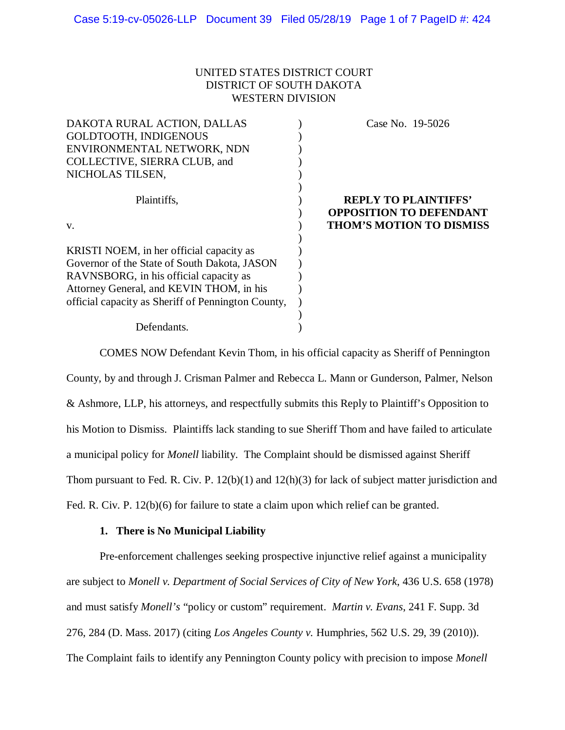UNITED STATES DISTRICT COURT
DISTRICT OF SOUTH DAKOTA
WESTERN DIVISION

| | | |
|---|---|---|
| DAKOTA RURAL ACTION, DALLAS GOLDTOOTH, INDIGENOUS ENVIRONMENTAL NETWORK, NDN COLLECTIVE, SIERRA CLUB, and NICHOLAS TILSEN, | ) | Case No. 19-5026 |
| Plaintiffs, | ) | **REPLY TO PLAINTIFFS' OPPOSITION TO DEFENDANT THOM'S MOTION TO DISMISS** |
| v. | ) | |
| KRISTI NOEM, in her official capacity as Governor of the State of South Dakota, JASON RAVNSBORG, in his official capacity as Attorney General, and KEVIN THOM, in his official capacity as Sheriff of Pennington County, | ) | |
| Defendants. | ) | |

COMES NOW Defendant Kevin Thom, in his official capacity as Sheriff of Pennington County, by and through J. Crisman Palmer and Rebecca L. Mann or Gunderson, Palmer, Nelson & Ashmore, LLP, his attorneys, and respectfully submits this Reply to Plaintiff's Opposition to his Motion to Dismiss. Plaintiffs lack standing to sue Sheriff Thom and have failed to articulate a municipal policy for *Monell* liability. The Complaint should be dismissed against Sheriff Thom pursuant to Fed. R. Civ. P. 12(b)(1) and 12(h)(3) for lack of subject matter jurisdiction and Fed. R. Civ. P. 12(b)(6) for failure to state a claim upon which relief can be granted.

**1. There is No Municipal Liability**

Pre-enforcement challenges seeking prospective injunctive relief against a municipality are subject to *Monell v. Department of Social Services of City of New York*, 436 U.S. 658 (1978) and must satisfy *Monell's* "policy or custom" requirement. *Martin v. Evans*, 241 F. Supp. 3d 276, 284 (D. Mass. 2017) (citing *Los Angeles County v.* Humphries, 562 U.S. 29, 39 (2010)). The Complaint fails to identify any Pennington County policy with precision to impose *Monell*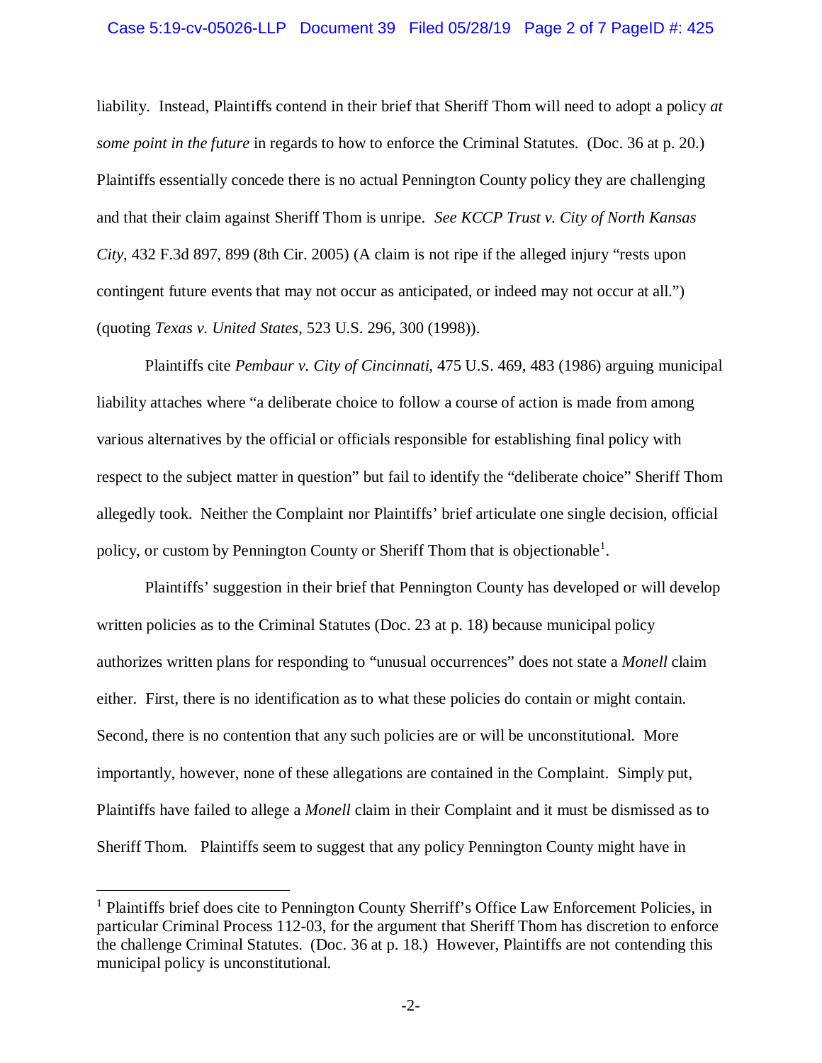liability. Instead, Plaintiffs contend in their brief that Sheriff Thom will need to adopt a policy *at some point in the future* in regards to how to enforce the Criminal Statutes. (Doc. 36 at p. 20.) Plaintiffs essentially concede there is no actual Pennington County policy they are challenging and that their claim against Sheriff Thom is unripe. *See KCCP Trust v. City of North Kansas City*, 432 F.3d 897, 899 (8th Cir. 2005) (A claim is not ripe if the alleged injury "rests upon contingent future events that may not occur as anticipated, or indeed may not occur at all.") (quoting *Texas v. United States*, 523 U.S. 296, 300 (1998)).

Plaintiffs cite *Pembaur v. City of Cincinnati*, 475 U.S. 469, 483 (1986) arguing municipal liability attaches where "a deliberate choice to follow a course of action is made from among various alternatives by the official or officials responsible for establishing final policy with respect to the subject matter in question" but fail to identify the "deliberate choice" Sheriff Thom allegedly took. Neither the Complaint nor Plaintiffs' brief articulate one single decision, official policy, or custom by Pennington County or Sheriff Thom that is objectionable[1].

Plaintiffs' suggestion in their brief that Pennington County has developed or will develop written policies as to the Criminal Statutes (Doc. 23 at p. 18) because municipal policy authorizes written plans for responding to "unusual occurrences" does not state a *Monell* claim either. First, there is no identification as to what these policies do contain or might contain. Second, there is no contention that any such policies are or will be unconstitutional. More importantly, however, none of these allegations are contained in the Complaint. Simply put, Plaintiffs have failed to allege a *Monell* claim in their Complaint and it must be dismissed as to Sheriff Thom. Plaintiffs seem to suggest that any policy Pennington County might have in

---

[1] Plaintiffs brief does cite to Pennington County Sherriff's Office Law Enforcement Policies, in particular Criminal Process 112-03, for the argument that Sheriff Thom has discretion to enforce the challenge Criminal Statutes. (Doc. 36 at p. 18.) However, Plaintiffs are not contending this municipal policy is unconstitutional.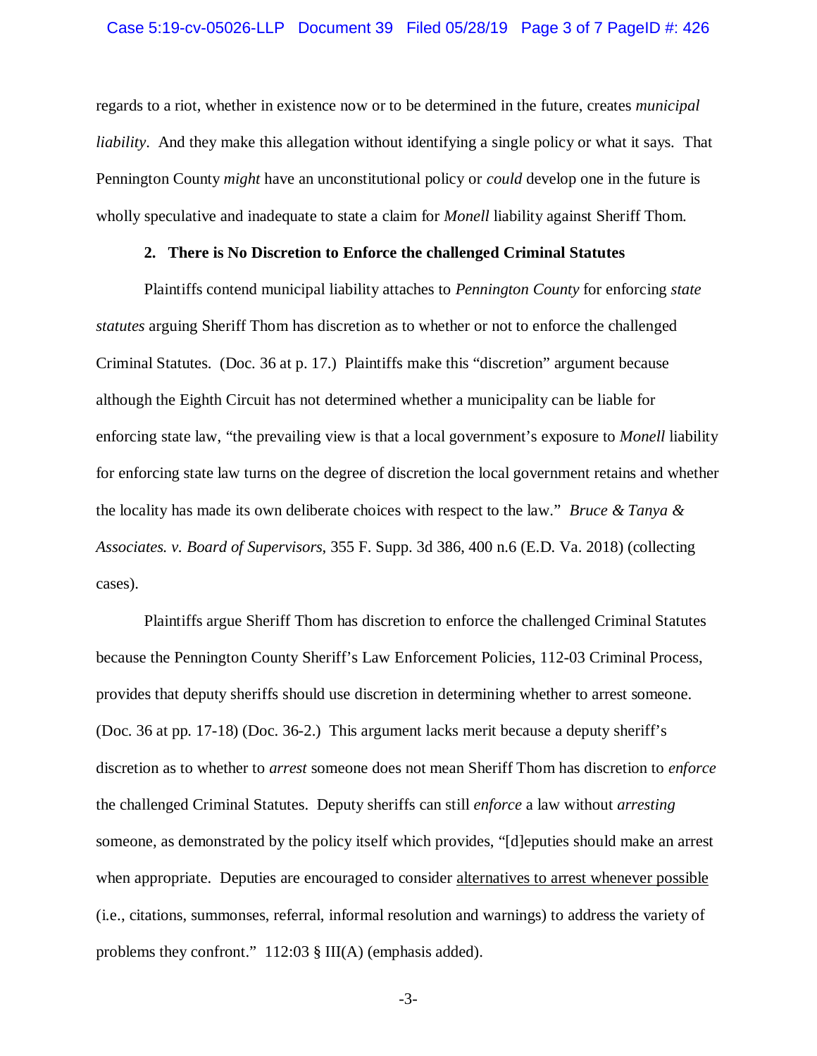regards to a riot, whether in existence now or to be determined in the future, creates *municipal liability*. And they make this allegation without identifying a single policy or what it says. That Pennington County *might* have an unconstitutional policy or *could* develop one in the future is wholly speculative and inadequate to state a claim for *Monell* liability against Sheriff Thom.

**2. There is No Discretion to Enforce the challenged Criminal Statutes**

Plaintiffs contend municipal liability attaches to *Pennington County* for enforcing *state statutes* arguing Sheriff Thom has discretion as to whether or not to enforce the challenged Criminal Statutes. (Doc. 36 at p. 17.) Plaintiffs make this "discretion" argument because although the Eighth Circuit has not determined whether a municipality can be liable for enforcing state law, "the prevailing view is that a local government's exposure to *Monell* liability for enforcing state law turns on the degree of discretion the local government retains and whether the locality has made its own deliberate choices with respect to the law." *Bruce & Tanya & Associates. v. Board of Supervisors*, 355 F. Supp. 3d 386, 400 n.6 (E.D. Va. 2018) (collecting cases).

Plaintiffs argue Sheriff Thom has discretion to enforce the challenged Criminal Statutes because the Pennington County Sheriff's Law Enforcement Policies, 112-03 Criminal Process, provides that deputy sheriffs should use discretion in determining whether to arrest someone. (Doc. 36 at pp. 17-18) (Doc. 36-2.) This argument lacks merit because a deputy sheriff's discretion as to whether to *arrest* someone does not mean Sheriff Thom has discretion to *enforce* the challenged Criminal Statutes. Deputy sheriffs can still *enforce* a law without *arresting* someone, as demonstrated by the policy itself which provides, "[d]eputies should make an arrest when appropriate. Deputies are encouraged to consider <u>alternatives to arrest whenever possible</u> (i.e., citations, summonses, referral, informal resolution and warnings) to address the variety of problems they confront." 112:03 § III(A) (emphasis added).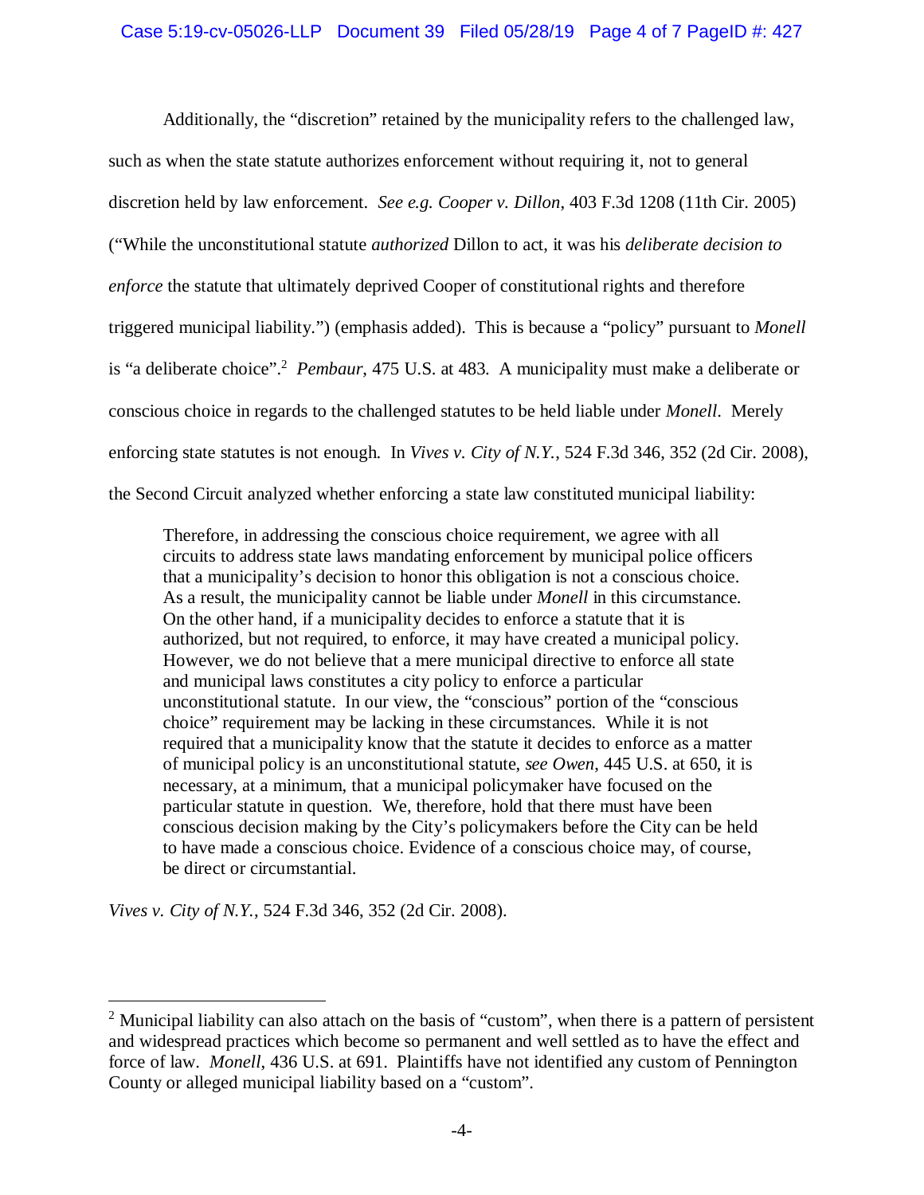Additionally, the "discretion" retained by the municipality refers to the challenged law, such as when the state statute authorizes enforcement without requiring it, not to general discretion held by law enforcement. *See e.g. Cooper v. Dillon*, 403 F.3d 1208 (11th Cir. 2005) ("While the unconstitutional statute *authorized* Dillon to act, it was his *deliberate decision to enforce* the statute that ultimately deprived Cooper of constitutional rights and therefore triggered municipal liability.") (emphasis added). This is because a "policy" pursuant to *Monell* is "a deliberate choice".[2] *Pembaur*, 475 U.S. at 483. A municipality must make a deliberate or conscious choice in regards to the challenged statutes to be held liable under *Monell*. Merely enforcing state statutes is not enough. In *Vives v. City of N.Y.*, 524 F.3d 346, 352 (2d Cir. 2008), the Second Circuit analyzed whether enforcing a state law constituted municipal liability:

> Therefore, in addressing the conscious choice requirement, we agree with all circuits to address state laws mandating enforcement by municipal police officers that a municipality's decision to honor this obligation is not a conscious choice. As a result, the municipality cannot be liable under *Monell* in this circumstance. On the other hand, if a municipality decides to enforce a statute that it is authorized, but not required, to enforce, it may have created a municipal policy. However, we do not believe that a mere municipal directive to enforce all state and municipal laws constitutes a city policy to enforce a particular unconstitutional statute. In our view, the "conscious" portion of the "conscious choice" requirement may be lacking in these circumstances. While it is not required that a municipality know that the statute it decides to enforce as a matter of municipal policy is an unconstitutional statute, *see Owen*, 445 U.S. at 650, it is necessary, at a minimum, that a municipal policymaker have focused on the particular statute in question. We, therefore, hold that there must have been conscious decision making by the City's policymakers before the City can be held to have made a conscious choice. Evidence of a conscious choice may, of course, be direct or circumstantial.

*Vives v. City of N.Y.*, 524 F.3d 346, 352 (2d Cir. 2008).

---

[2] Municipal liability can also attach on the basis of "custom", when there is a pattern of persistent and widespread practices which become so permanent and well settled as to have the effect and force of law. *Monell*, 436 U.S. at 691. Plaintiffs have not identified any custom of Pennington County or alleged municipal liability based on a "custom".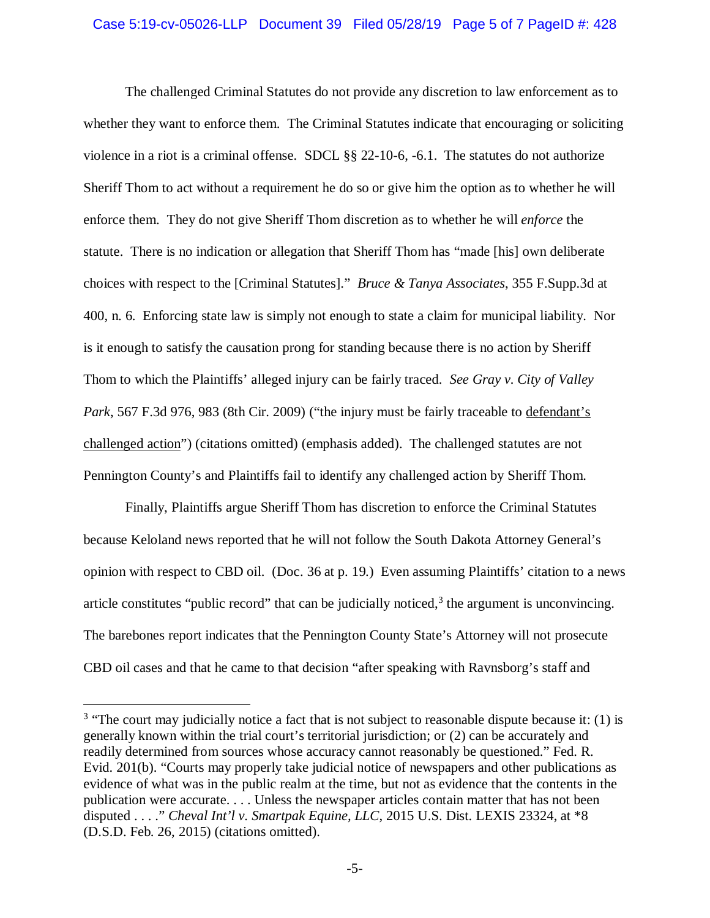The challenged Criminal Statutes do not provide any discretion to law enforcement as to whether they want to enforce them. The Criminal Statutes indicate that encouraging or soliciting violence in a riot is a criminal offense. SDCL §§ 22-10-6, -6.1. The statutes do not authorize Sheriff Thom to act without a requirement he do so or give him the option as to whether he will enforce them. They do not give Sheriff Thom discretion as to whether he will *enforce* the statute. There is no indication or allegation that Sheriff Thom has "made [his] own deliberate choices with respect to the [Criminal Statutes]." *Bruce & Tanya Associates*, 355 F.Supp.3d at 400, n. 6. Enforcing state law is simply not enough to state a claim for municipal liability. Nor is it enough to satisfy the causation prong for standing because there is no action by Sheriff Thom to which the Plaintiffs' alleged injury can be fairly traced. *See Gray v. City of Valley Park*, 567 F.3d 976, 983 (8th Cir. 2009) ("the injury must be fairly traceable to <u>defendant's challenged action</u>") (citations omitted) (emphasis added). The challenged statutes are not Pennington County's and Plaintiffs fail to identify any challenged action by Sheriff Thom.

Finally, Plaintiffs argue Sheriff Thom has discretion to enforce the Criminal Statutes because Keloland news reported that he will not follow the South Dakota Attorney General's opinion with respect to CBD oil. (Doc. 36 at p. 19.) Even assuming Plaintiffs' citation to a news article constitutes "public record" that can be judicially noticed,[3] the argument is unconvincing. The barebones report indicates that the Pennington County State's Attorney will not prosecute CBD oil cases and that he came to that decision "after speaking with Ravnsborg's staff and

---

[3] "The court may judicially notice a fact that is not subject to reasonable dispute because it: (1) is generally known within the trial court's territorial jurisdiction; or (2) can be accurately and readily determined from sources whose accuracy cannot reasonably be questioned." Fed. R. Evid. 201(b). "Courts may properly take judicial notice of newspapers and other publications as evidence of what was in the public realm at the time, but not as evidence that the contents in the publication were accurate. . . . Unless the newspaper articles contain matter that has not been disputed . . . ." *Cheval Int'l v. Smartpak Equine, LLC*, 2015 U.S. Dist. LEXIS 23324, at *8 (D.S.D. Feb. 26, 2015) (citations omitted).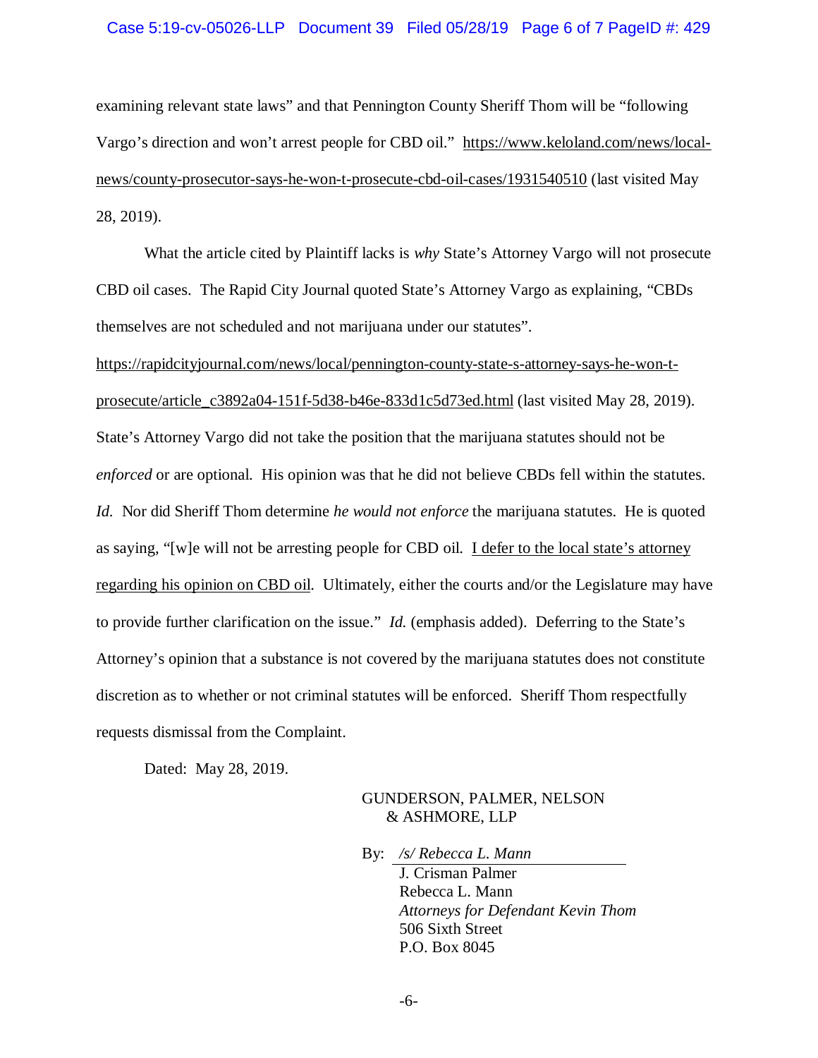examining relevant state laws" and that Pennington County Sheriff Thom will be "following Vargo's direction and won't arrest people for CBD oil." https://www.keloland.com/news/local-news/county-prosecutor-says-he-won-t-prosecute-cbd-oil-cases/1931540510 (last visited May 28, 2019).

What the article cited by Plaintiff lacks is *why* State's Attorney Vargo will not prosecute CBD oil cases. The Rapid City Journal quoted State's Attorney Vargo as explaining, "CBDs themselves are not scheduled and not marijuana under our statutes". https://rapidcityjournal.com/news/local/pennington-county-state-s-attorney-says-he-won-t-prosecute/article_c3892a04-151f-5d38-b46e-833d1c5d73ed.html (last visited May 28, 2019). State's Attorney Vargo did not take the position that the marijuana statutes should not be *enforced* or are optional. His opinion was that he did not believe CBDs fell within the statutes. *Id.* Nor did Sheriff Thom determine *he would not enforce* the marijuana statutes. He is quoted as saying, "[w]e will not be arresting people for CBD oil. <u>I defer to the local state's attorney regarding his opinion on CBD oil</u>. Ultimately, either the courts and/or the Legislature may have to provide further clarification on the issue." *Id.* (emphasis added). Deferring to the State's Attorney's opinion that a substance is not covered by the marijuana statutes does not constitute discretion as to whether or not criminal statutes will be enforced. Sheriff Thom respectfully requests dismissal from the Complaint.

Dated: May 28, 2019.

GUNDERSON, PALMER, NELSON
& ASHMORE, LLP

By: */s/ Rebecca L. Mann*
J. Crisman Palmer
Rebecca L. Mann
*Attorneys for Defendant Kevin Thom*
506 Sixth Street
P.O. Box 8045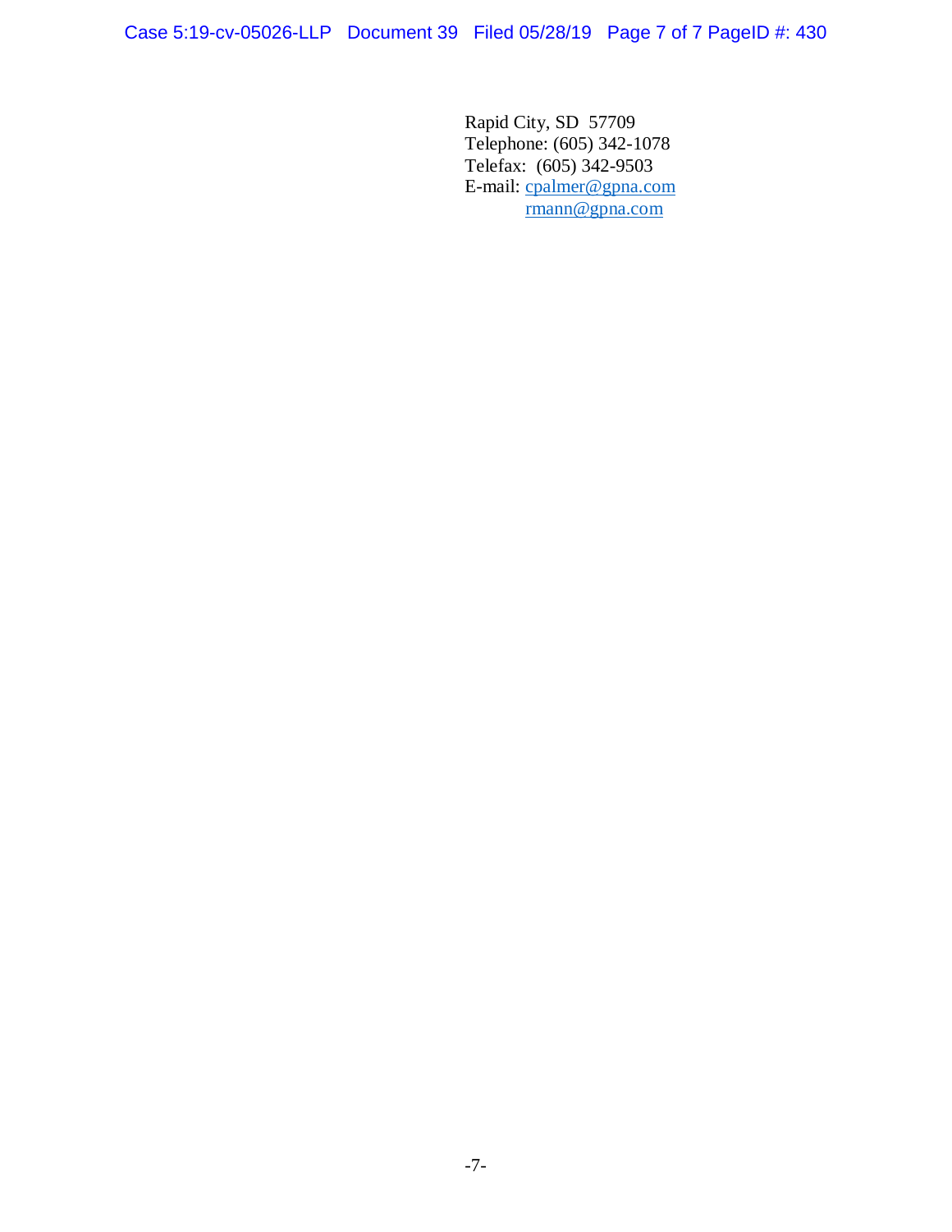Rapid City, SD 57709
Telephone: (605) 342-1078
Telefax: (605) 342-9503
E-mail: cpalmer@gpna.com
rmann@gpna.com